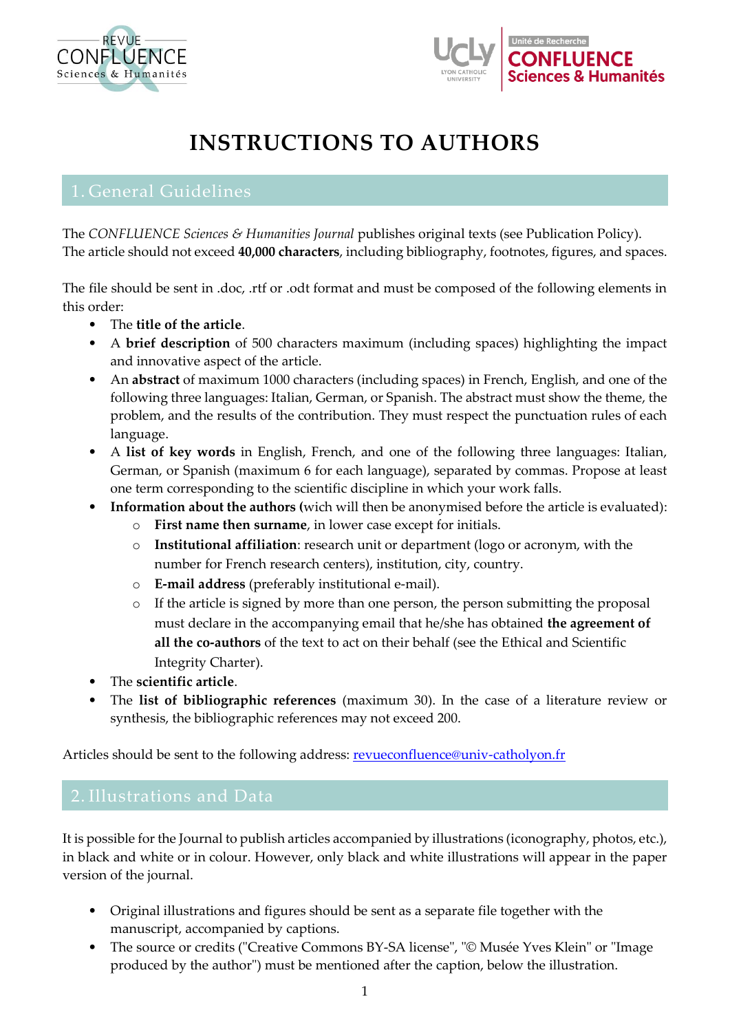# INSTRUCTIONS TO AUTHORS

## 1. General Guidelines

The *CONFLUENCE Sciences & Humanities Journal* publishes original texts (see Publication Policy). The article should not exceed **40,000 characters**, including bibliography, footnotes, figures, and spaces.

The file should be sent in .doc, .rtf or .odt format and must be composed of the following elements in this order:

- The **title of the article**.
- A **brief description** of 500 characters maximum (including spaces) highlighting the impact and innovative aspect of the article.
- An **abstract** of maximum 1000 characters (including spaces) in French, English, and one of the following three languages: Italian, German, or Spanish. The abstract must show the theme, the problem, and the results of the contribution. They must respect the punctuation rules of each language.
- A **list of key words** in English, French, and one of the following three languages: Italian, German, or Spanish (maximum 6 for each language), separated by commas. Propose at least one term corresponding to the scientific discipline in which your work falls.
- **Information about the authors (**wich will then be anonymised before the article is evaluated):
  - **First name then surname**, in lower case except for initials.
  - **Institutional affiliation**: research unit or department (logo or acronym, with the number for French research centers), institution, city, country.
  - **E-mail address** (preferably institutional e-mail).
  - If the article is signed by more than one person, the person submitting the proposal must declare in the accompanying email that he/she has obtained **the agreement of all the co-authors** of the text to act on their behalf (see the Ethical and Scientific Integrity Charter).
- The **scientific article**.
- The **list of bibliographic references** (maximum 30). In the case of a literature review or synthesis, the bibliographic references may not exceed 200.

Articles should be sent to the following address: revueconfluence@univ-catholyon.fr

## 2. Illustrations and Data

It is possible for the Journal to publish articles accompanied by illustrations (iconography, photos, etc.), in black and white or in colour. However, only black and white illustrations will appear in the paper version of the journal.

- Original illustrations and figures should be sent as a separate file together with the manuscript, accompanied by captions.
- The source or credits ("Creative Commons BY-SA license", "© Musée Yves Klein" or "Image produced by the author") must be mentioned after the caption, below the illustration.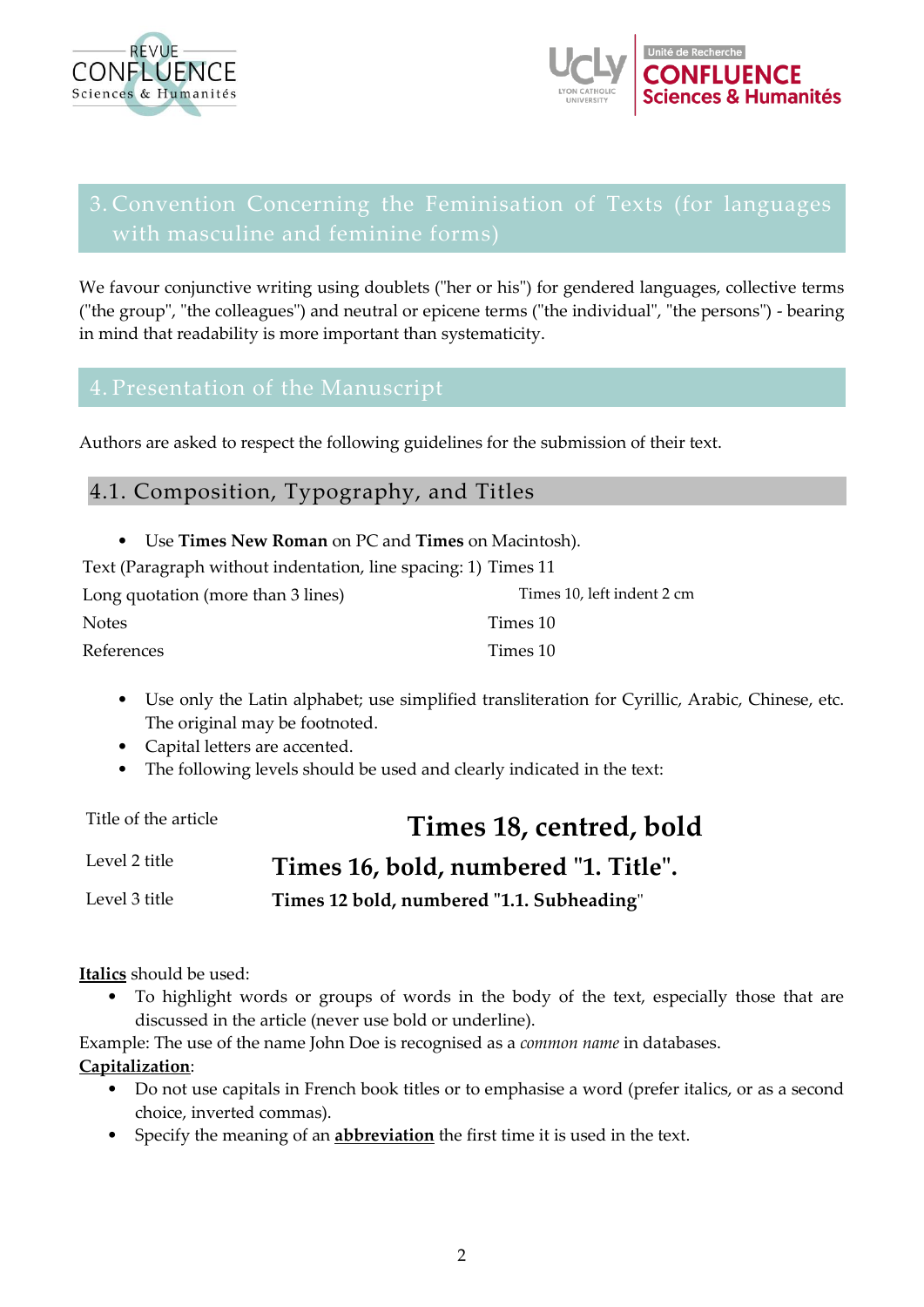## 3. Convention Concerning the Feminisation of Texts (for languages with masculine and feminine forms)

We favour conjunctive writing using doublets ("her or his") for gendered languages, collective terms ("the group", "the colleagues") and neutral or epicene terms ("the individual", "the persons") - bearing in mind that readability is more important than systematicity.

## 4. Presentation of the Manuscript

Authors are asked to respect the following guidelines for the submission of their text.

### 4.1. Composition, Typography, and Titles

- Use **Times New Roman** on PC and **Times** on Macintosh).

| | |
|---|---|
| Text (Paragraph without indentation, line spacing: 1) | Times 11 |
| Long quotation (more than 3 lines) | Times 10, left indent 2 cm |
| Notes | Times 10 |
| References | Times 10 |

- Use only the Latin alphabet; use simplified transliteration for Cyrillic, Arabic, Chinese, etc. The original may be footnoted.
- Capital letters are accented.
- The following levels should be used and clearly indicated in the text:

| | |
|---|---|
| Title of the article | **Times 18, centred, bold** |
| Level 2 title | **Times 16, bold, numbered "1. Title".** |
| Level 3 title | **Times 12 bold, numbered "1.1. Subheading**" |

**Italics** should be used:

- To highlight words or groups of words in the body of the text, especially those that are discussed in the article (never use bold or underline).

Example: The use of the name John Doe is recognised as a *common name* in databases.

**Capitalization**:

- Do not use capitals in French book titles or to emphasise a word (prefer italics, or as a second choice, inverted commas).
- Specify the meaning of an **abbreviation** the first time it is used in the text.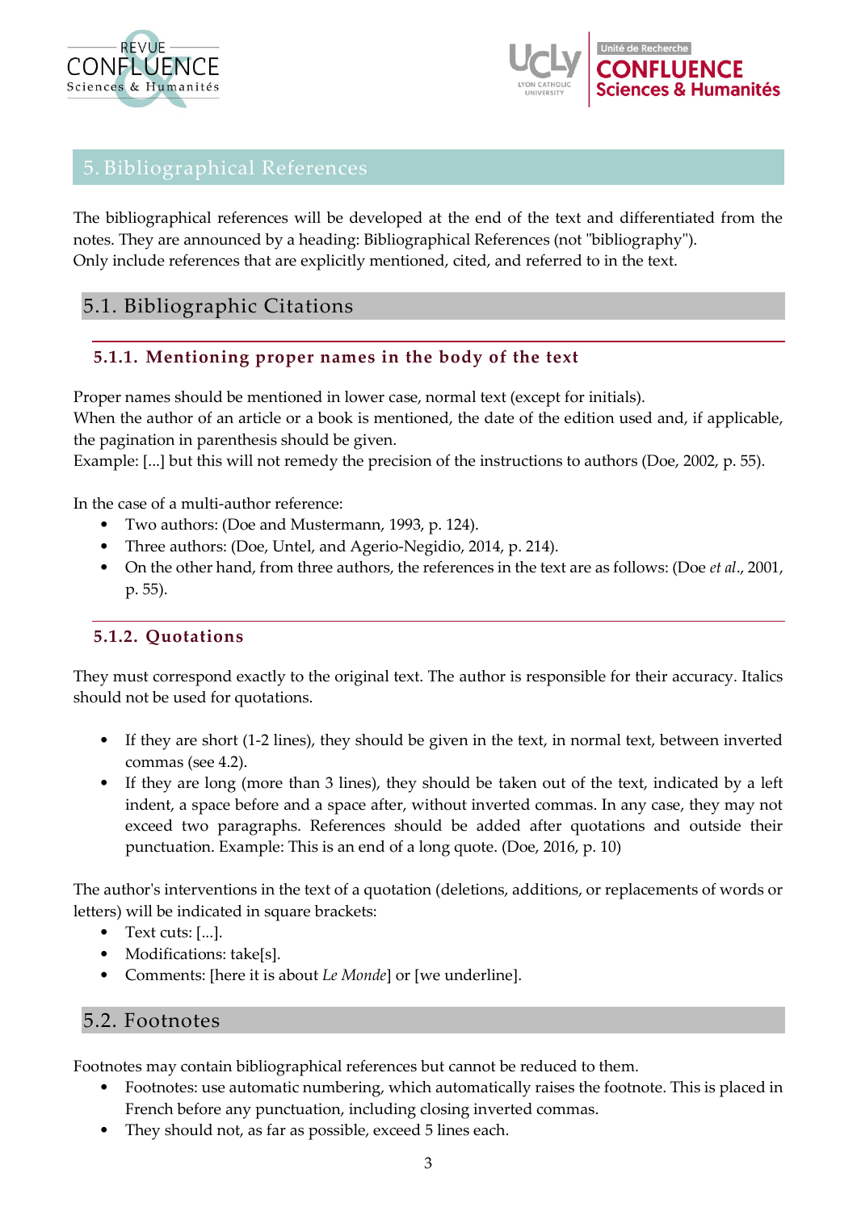## 5. Bibliographical References

The bibliographical references will be developed at the end of the text and differentiated from the notes. They are announced by a heading: Bibliographical References (not "bibliography").
Only include references that are explicitly mentioned, cited, and referred to in the text.

### 5.1. Bibliographic Citations

#### 5.1.1. Mentioning proper names in the body of the text

Proper names should be mentioned in lower case, normal text (except for initials).
When the author of an article or a book is mentioned, the date of the edition used and, if applicable, the pagination in parenthesis should be given.
Example: [...] but this will not remedy the precision of the instructions to authors (Doe, 2002, p. 55).

In the case of a multi-author reference:

- Two authors: (Doe and Mustermann, 1993, p. 124).
- Three authors: (Doe, Untel, and Agerio-Negidio, 2014, p. 214).
- On the other hand, from three authors, the references in the text are as follows: (Doe *et al*., 2001, p. 55).

#### 5.1.2. Quotations

They must correspond exactly to the original text. The author is responsible for their accuracy. Italics should not be used for quotations.

- If they are short (1-2 lines), they should be given in the text, in normal text, between inverted commas (see 4.2).
- If they are long (more than 3 lines), they should be taken out of the text, indicated by a left indent, a space before and a space after, without inverted commas. In any case, they may not exceed two paragraphs. References should be added after quotations and outside their punctuation. Example: This is an end of a long quote. (Doe, 2016, p. 10)

The author's interventions in the text of a quotation (deletions, additions, or replacements of words or letters) will be indicated in square brackets:

- Text cuts: [...].
- Modifications: take[s].
- Comments: [here it is about *Le Monde*] or [we underline].

### 5.2. Footnotes

Footnotes may contain bibliographical references but cannot be reduced to them.

- Footnotes: use automatic numbering, which automatically raises the footnote. This is placed in French before any punctuation, including closing inverted commas.
- They should not, as far as possible, exceed 5 lines each.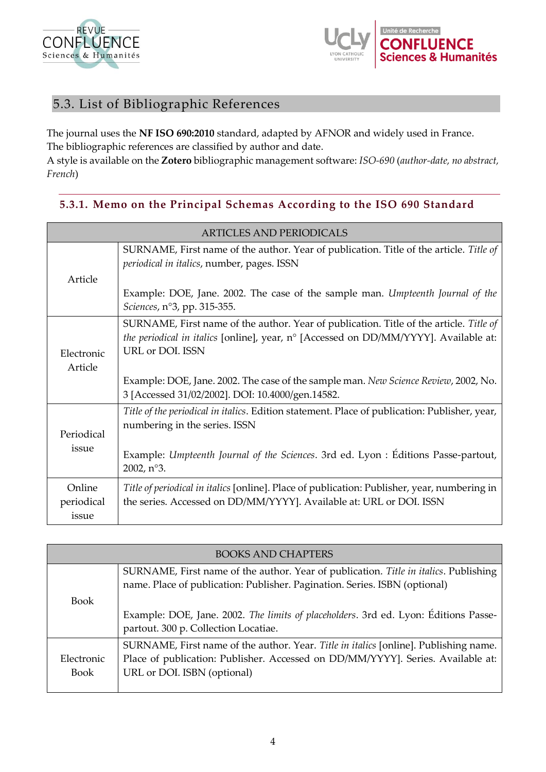## 5.3. List of Bibliographic References

The journal uses the **NF ISO 690:2010** standard, adapted by AFNOR and widely used in France.
The bibliographic references are classified by author and date.
A style is available on the **Zotero** bibliographic management software: *ISO-690* (*author-date, no abstract, French*)

### 5.3.1. Memo on the Principal Schemas According to the ISO 690 Standard

| ARTICLES AND PERIODICALS | |
|---|---|
| Article | SURNAME, First name of the author. Year of publication. Title of the article. *Title of periodical in italics*, number, pages. ISSN<br><br>Example: DOE, Jane. 2002. The case of the sample man. *Umpteenth Journal of the Sciences*, n°3, pp. 315-355. |
| Electronic Article | SURNAME, First name of the author. Year of publication. Title of the article. *Title of the periodical in italics* [online], year, n° [Accessed on DD/MM/YYYY]. Available at: URL or DOI. ISSN<br><br>Example: DOE, Jane. 2002. The case of the sample man. *New Science Review*, 2002, No. 3 [Accessed 31/02/2002]. DOI: 10.4000/gen.14582. |
| Periodical issue | *Title of the periodical in italics*. Edition statement. Place of publication: Publisher, year, numbering in the series. ISSN<br><br>Example: *Umpteenth Journal of the Sciences*. 3rd ed. Lyon : Éditions Passe-partout, 2002, n°3. |
| Online periodical issue | *Title of periodical in italics* [online]. Place of publication: Publisher, year, numbering in the series. Accessed on DD/MM/YYYY]. Available at: URL or DOI. ISSN |

| BOOKS AND CHAPTERS | |
|---|---|
| Book | SURNAME, First name of the author. Year of publication. *Title in italics*. Publishing name. Place of publication: Publisher. Pagination. Series. ISBN (optional)<br><br>Example: DOE, Jane. 2002. *The limits of placeholders*. 3rd ed. Lyon: Éditions Passe-partout. 300 p. Collection Locatiae. |
| Electronic Book | SURNAME, First name of the author. Year. *Title in italics* [online]. Publishing name. Place of publication: Publisher. Accessed on DD/MM/YYYY]. Series. Available at: URL or DOI. ISBN (optional) |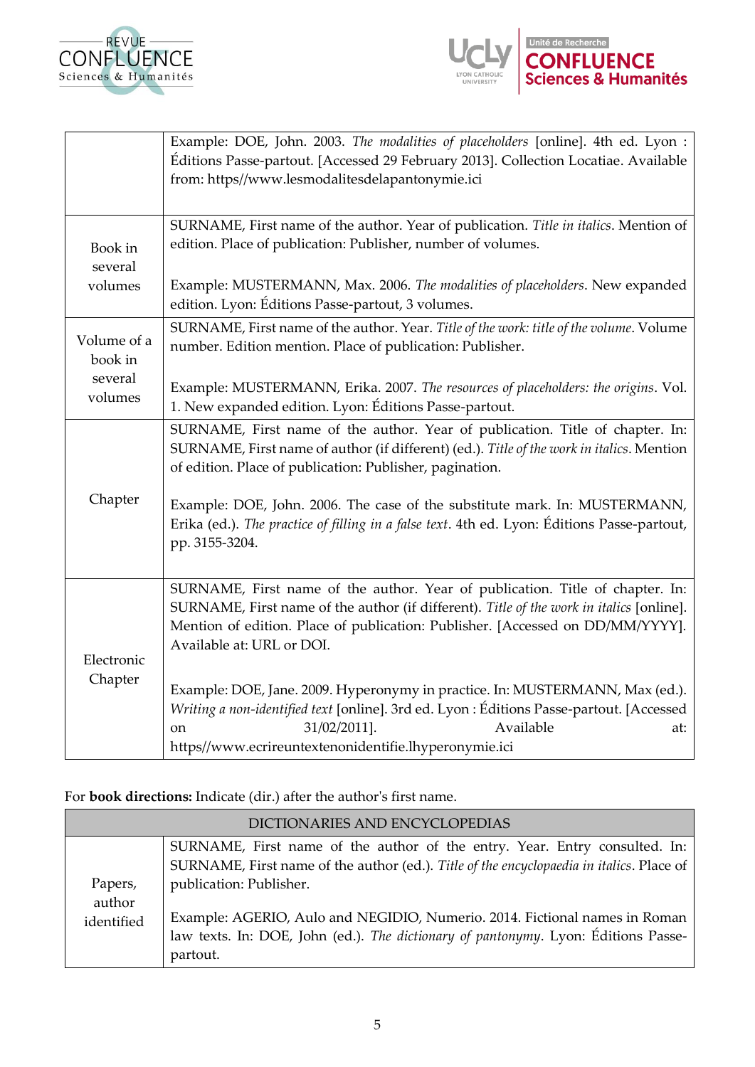| | |
|---|---|
| | Example: DOE, John. 2003. *The modalities of placeholders* [online]. 4th ed. Lyon : Éditions Passe-partout. [Accessed 29 February 2013]. Collection Locatiae. Available from: https//www.lesmodalitesdelapantonymie.ici |
| Book in several volumes | SURNAME, First name of the author. Year of publication. *Title in italics*. Mention of edition. Place of publication: Publisher, number of volumes.<br><br>Example: MUSTERMANN, Max. 2006. *The modalities of placeholders*. New expanded edition. Lyon: Éditions Passe-partout, 3 volumes. |
| Volume of a book in several volumes | SURNAME, First name of the author. Year. *Title of the work: title of the volume*. Volume number. Edition mention. Place of publication: Publisher.<br><br>Example: MUSTERMANN, Erika. 2007. *The resources of placeholders: the origins*. Vol. 1. New expanded edition. Lyon: Éditions Passe-partout. |
| Chapter | SURNAME, First name of the author. Year of publication. Title of chapter. In: SURNAME, First name of author (if different) (ed.). *Title of the work in italics*. Mention of edition. Place of publication: Publisher, pagination.<br><br>Example: DOE, John. 2006. The case of the substitute mark. In: MUSTERMANN, Erika (ed.). *The practice of filling in a false text*. 4th ed. Lyon: Éditions Passe-partout, pp. 3155-3204. |
| Electronic Chapter | SURNAME, First name of the author. Year of publication. Title of chapter. In: SURNAME, First name of the author (if different). *Title of the work in italics* [online]. Mention of edition. Place of publication: Publisher. [Accessed on DD/MM/YYYY]. Available at: URL or DOI.<br><br>Example: DOE, Jane. 2009. Hyperonymy in practice. In: MUSTERMANN, Max (ed.). *Writing a non-identified text* [online]. 3rd ed. Lyon : Éditions Passe-partout. [Accessed on 31/02/2011]. Available at: https//www.ecrireuntextenonidentifie.lhyperonymie.ici |

For **book directions:** Indicate (dir.) after the author's first name.

| DICTIONARIES AND ENCYCLOPEDIAS | |
|---|---|
| Papers, author identified | SURNAME, First name of the author of the entry. Year. Entry consulted. In: SURNAME, First name of the author (ed.). *Title of the encyclopaedia in italics*. Place of publication: Publisher.<br><br>Example: AGERIO, Aulo and NEGIDIO, Numerio. 2014. Fictional names in Roman law texts. In: DOE, John (ed.). *The dictionary of pantonymy*. Lyon: Éditions Passe-partout. |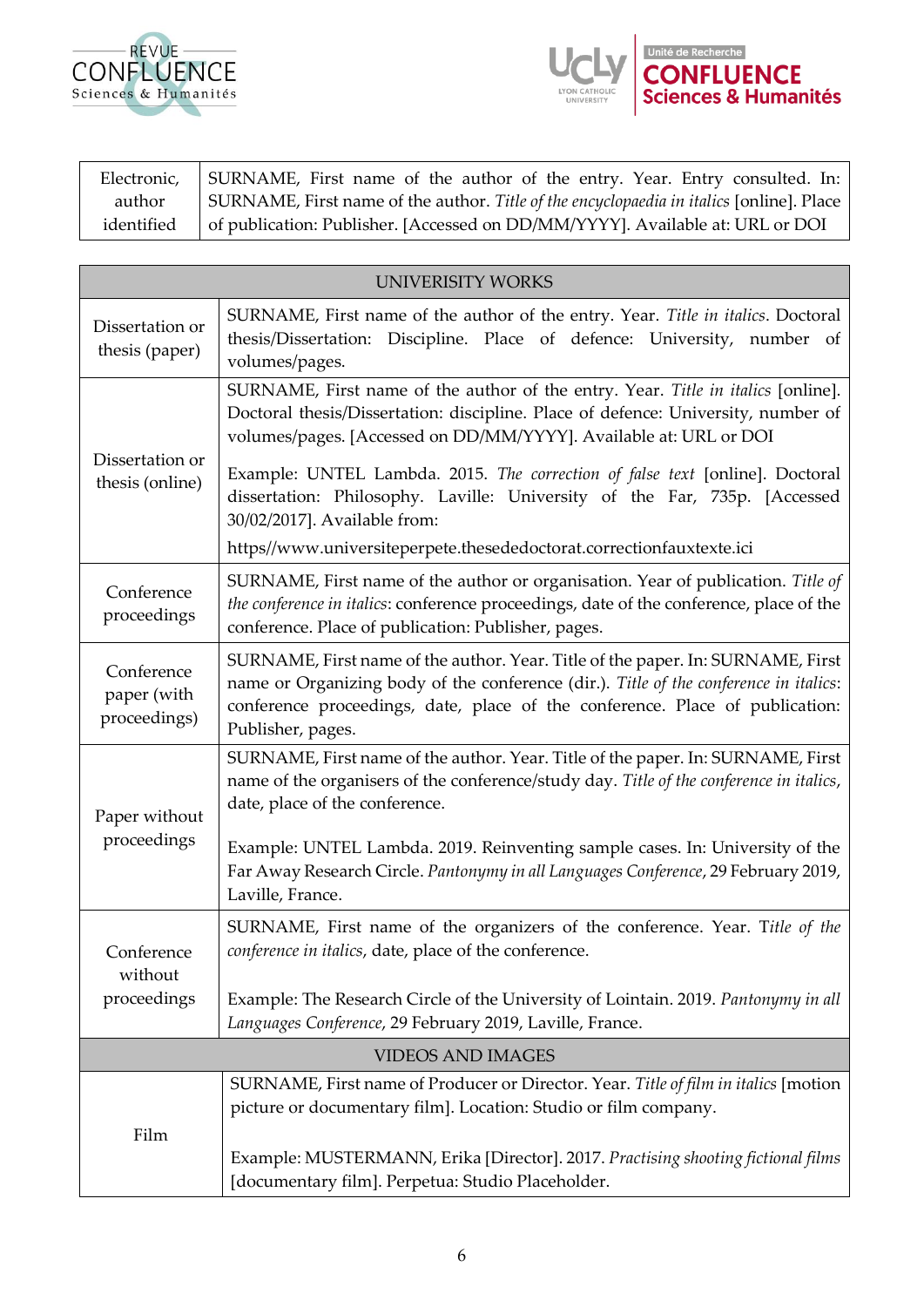| Electronic, author identified | SURNAME, First name of the author of the entry. Year. Entry consulted. In: SURNAME, First name of the author. *Title of the encyclopaedia in italics* [online]. Place of publication: Publisher. [Accessed on DD/MM/YYYY]. Available at: URL or DOI |
|---|---|

| UNIVERISITY WORKS | |
|---|---|
| Dissertation or thesis (paper) | SURNAME, First name of the author of the entry. Year. *Title in italics*. Doctoral thesis/Dissertation: Discipline. Place of defence: University, number of volumes/pages. |
| Dissertation or thesis (online) | SURNAME, First name of the author of the entry. Year. *Title in italics* [online]. Doctoral thesis/Dissertation: discipline. Place of defence: University, number of volumes/pages. [Accessed on DD/MM/YYYY]. Available at: URL or DOI<br><br>Example: UNTEL Lambda. 2015. *The correction of false text* [online]. Doctoral dissertation: Philosophy. Laville: University of the Far, 735p. [Accessed 30/02/2017]. Available from:<br><br>https//www.universiteperpete.thesededoctorat.correctionfauxtexte.ici |
| Conference proceedings | SURNAME, First name of the author or organisation. Year of publication. *Title of the conference in italics*: conference proceedings, date of the conference, place of the conference. Place of publication: Publisher, pages. |
| Conference paper (with proceedings) | SURNAME, First name of the author. Year. Title of the paper. In: SURNAME, First name or Organizing body of the conference (dir.). *Title of the conference in italics*: conference proceedings, date, place of the conference. Place of publication: Publisher, pages. |
| Paper without proceedings | SURNAME, First name of the author. Year. Title of the paper. In: SURNAME, First name of the organisers of the conference/study day. *Title of the conference in italics*, date, place of the conference.<br><br>Example: UNTEL Lambda. 2019. Reinventing sample cases. In: University of the Far Away Research Circle. *Pantonymy in all Languages Conference*, 29 February 2019, Laville, France. |
| Conference without proceedings | SURNAME, First name of the organizers of the conference. Year. T*itle of the conference in italics*, date, place of the conference.<br><br>Example: The Research Circle of the University of Lointain. 2019. *Pantonymy in all Languages Conference*, 29 February 2019, Laville, France. |
| VIDEOS AND IMAGES | |
| Film | SURNAME, First name of Producer or Director. Year. *Title of film in italics* [motion picture or documentary film]. Location: Studio or film company.<br><br>Example: MUSTERMANN, Erika [Director]. 2017. *Practising shooting fictional films* [documentary film]. Perpetua: Studio Placeholder. |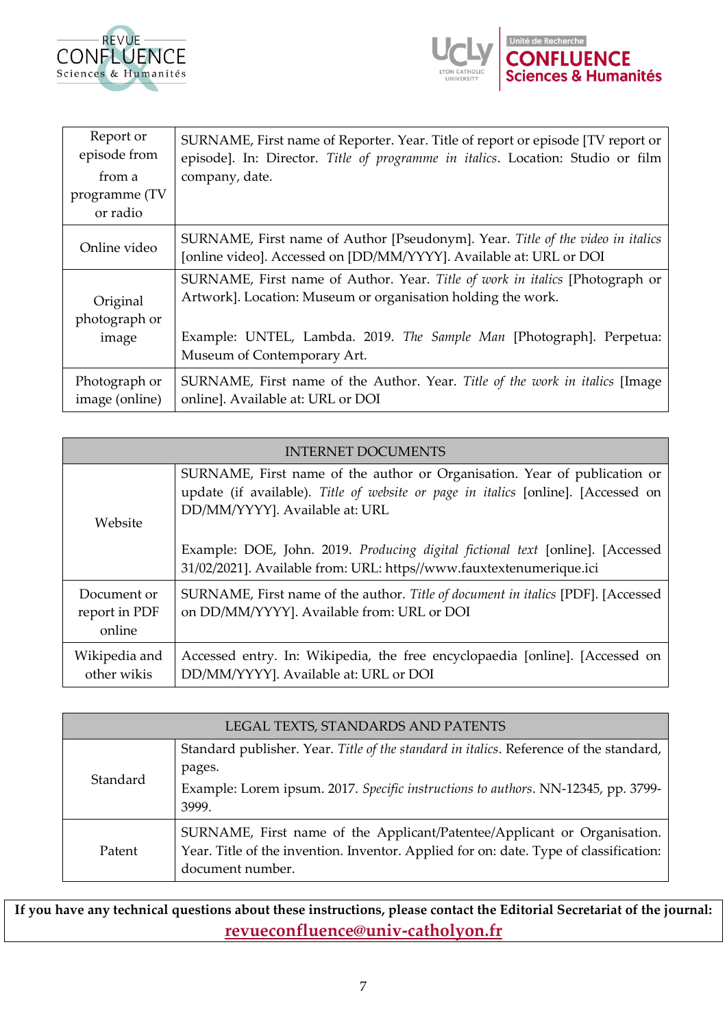| | |
|---|---|
| Report or episode from from a programme (TV or radio | SURNAME, First name of Reporter. Year. Title of report or episode [TV report or episode]. In: Director. *Title of programme in italics*. Location: Studio or film company, date. |
| Online video | SURNAME, First name of Author [Pseudonym]. Year. *Title of the video in italics* [online video]. Accessed on [DD/MM/YYYY]. Available at: URL or DOI |
| Original photograph or image | SURNAME, First name of Author. Year. *Title of work in italics* [Photograph or Artwork]. Location: Museum or organisation holding the work.<br><br>Example: UNTEL, Lambda. 2019. *The Sample Man* [Photograph]. Perpetua: Museum of Contemporary Art. |
| Photograph or image (online) | SURNAME, First name of the Author. Year. *Title of the work in italics* [Image online]. Available at: URL or DOI |

| INTERNET DOCUMENTS | |
|---|---|
| Website | SURNAME, First name of the author or Organisation. Year of publication or update (if available). *Title of website or page in italics* [online]. [Accessed on DD/MM/YYYY]. Available at: URL<br><br>Example: DOE, John. 2019. *Producing digital fictional text* [online]. [Accessed 31/02/2021]. Available from: URL: https//www.fauxtextenumerique.ici |
| Document or report in PDF online | SURNAME, First name of the author. *Title of document in italics* [PDF]. [Accessed on DD/MM/YYYY]. Available from: URL or DOI |
| Wikipedia and other wikis | Accessed entry. In: Wikipedia, the free encyclopaedia [online]. [Accessed on DD/MM/YYYY]. Available at: URL or DOI |

| LEGAL TEXTS, STANDARDS AND PATENTS | |
|---|---|
| Standard | Standard publisher. Year. *Title of the standard in italics*. Reference of the standard, pages.<br>Example: Lorem ipsum. 2017. *Specific instructions to authors*. NN-12345, pp. 3799-3999. |
| Patent | SURNAME, First name of the Applicant/Patentee/Applicant or Organisation. Year. Title of the invention. Inventor. Applied for on: date. Type of classification: document number. |

**If you have any technical questions about these instructions, please contact the Editorial Secretariat of the journal: revueconfluence@univ-catholyon.fr**